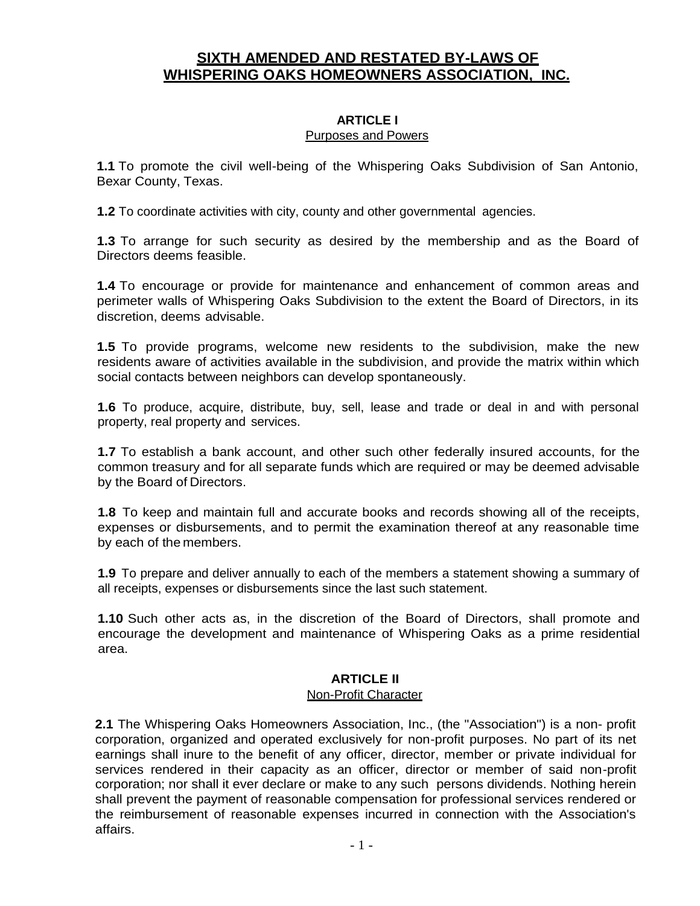# SIXTH AMENDED AND RESTATED BY-LAWS OF WHISPERING OAKS HOMEOWNERS ASSOCIATION, INC.

## ARTICLE I
### Purposes and Powers

**1.1** To promote the civil well-being of the Whispering Oaks Subdivision of San Antonio, Bexar County, Texas.

**1.2** To coordinate activities with city, county and other governmental agencies.

**1.3** To arrange for such security as desired by the membership and as the Board of Directors deems feasible.

**1.4** To encourage or provide for maintenance and enhancement of common areas and perimeter walls of Whispering Oaks Subdivision to the extent the Board of Directors, in its discretion, deems advisable.

**1.5** To provide programs, welcome new residents to the subdivision, make the new residents aware of activities available in the subdivision, and provide the matrix within which social contacts between neighbors can develop spontaneously.

**1.6** To produce, acquire, distribute, buy, sell, lease and trade or deal in and with personal property, real property and services.

**1.7** To establish a bank account, and other such other federally insured accounts, for the common treasury and for all separate funds which are required or may be deemed advisable by the Board of Directors.

**1.8** To keep and maintain full and accurate books and records showing all of the receipts, expenses or disbursements, and to permit the examination thereof at any reasonable time by each of the members.

**1.9** To prepare and deliver annually to each of the members a statement showing a summary of all receipts, expenses or disbursements since the last such statement.

**1.10** Such other acts as, in the discretion of the Board of Directors, shall promote and encourage the development and maintenance of Whispering Oaks as a prime residential area.

## ARTICLE II
### Non-Profit Character

**2.1** The Whispering Oaks Homeowners Association, Inc., (the "Association") is a non- profit corporation, organized and operated exclusively for non-profit purposes. No part of its net earnings shall inure to the benefit of any officer, director, member or private individual for services rendered in their capacity as an officer, director or member of said non-profit corporation; nor shall it ever declare or make to any such persons dividends. Nothing herein shall prevent the payment of reasonable compensation for professional services rendered or the reimbursement of reasonable expenses incurred in connection with the Association's affairs.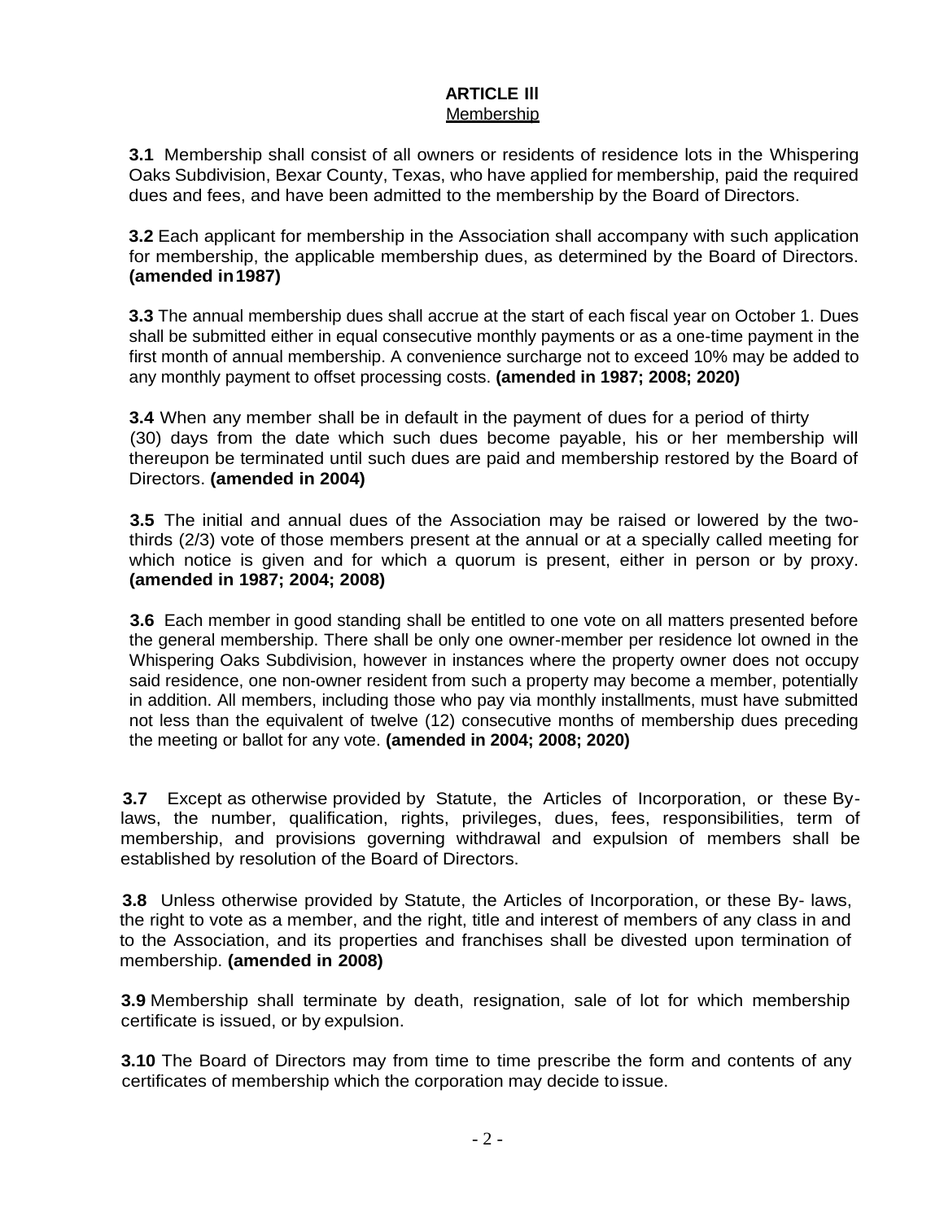## ARTICLE Ill

Membership

**3.1** Membership shall consist of all owners or residents of residence lots in the Whispering Oaks Subdivision, Bexar County, Texas, who have applied for membership, paid the required dues and fees, and have been admitted to the membership by the Board of Directors.

**3.2** Each applicant for membership in the Association shall accompany with such application for membership, the applicable membership dues, as determined by the Board of Directors. **(amended in 1987)**

**3.3** The annual membership dues shall accrue at the start of each fiscal year on October 1. Dues shall be submitted either in equal consecutive monthly payments or as a one-time payment in the first month of annual membership. A convenience surcharge not to exceed 10% may be added to any monthly payment to offset processing costs. **(amended in 1987; 2008; 2020)**

**3.4** When any member shall be in default in the payment of dues for a period of thirty (30) days from the date which such dues become payable, his or her membership will thereupon be terminated until such dues are paid and membership restored by the Board of Directors. **(amended in 2004)**

**3.5** The initial and annual dues of the Association may be raised or lowered by the two-thirds (2/3) vote of those members present at the annual or at a specially called meeting for which notice is given and for which a quorum is present, either in person or by proxy. **(amended in 1987; 2004; 2008)**

**3.6** Each member in good standing shall be entitled to one vote on all matters presented before the general membership. There shall be only one owner-member per residence lot owned in the Whispering Oaks Subdivision, however in instances where the property owner does not occupy said residence, one non-owner resident from such a property may become a member, potentially in addition. All members, including those who pay via monthly installments, must have submitted not less than the equivalent of twelve (12) consecutive months of membership dues preceding the meeting or ballot for any vote. **(amended in 2004; 2008; 2020)**

**3.7** Except as otherwise provided by Statute, the Articles of Incorporation, or these By-laws, the number, qualification, rights, privileges, dues, fees, responsibilities, term of membership, and provisions governing withdrawal and expulsion of members shall be established by resolution of the Board of Directors.

**3.8** Unless otherwise provided by Statute, the Articles of Incorporation, or these By- laws, the right to vote as a member, and the right, title and interest of members of any class in and to the Association, and its properties and franchises shall be divested upon termination of membership. **(amended in 2008)**

**3.9** Membership shall terminate by death, resignation, sale of lot for which membership certificate is issued, or by expulsion.

**3.10** The Board of Directors may from time to time prescribe the form and contents of any certificates of membership which the corporation may decide to issue.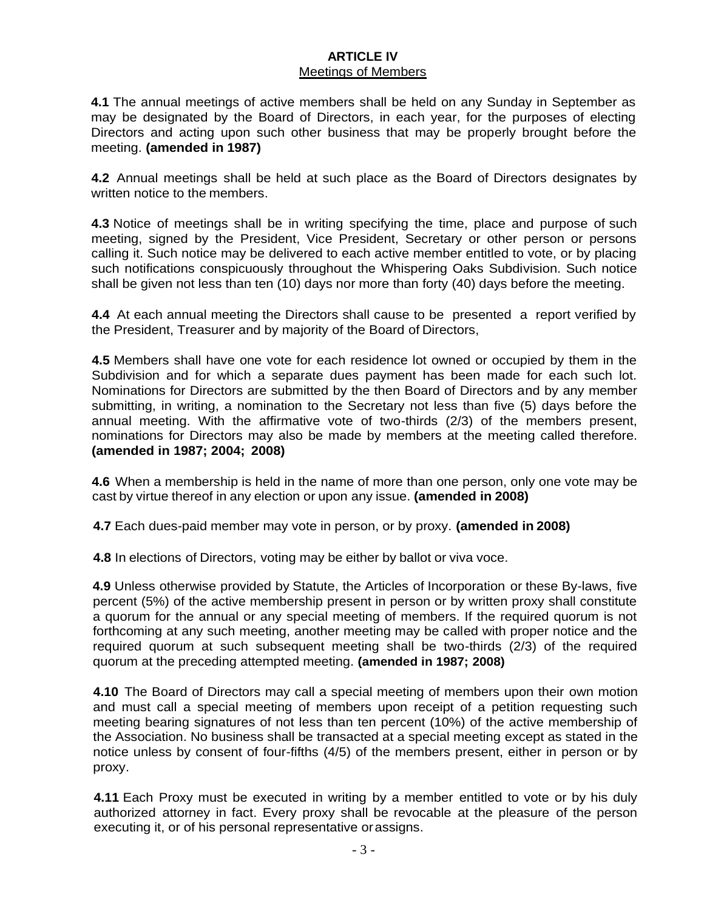## ARTICLE IV

Meetings of Members

**4.1** The annual meetings of active members shall be held on any Sunday in September as may be designated by the Board of Directors, in each year, for the purposes of electing Directors and acting upon such other business that may be properly brought before the meeting. **(amended in 1987)**

**4.2** Annual meetings shall be held at such place as the Board of Directors designates by written notice to the members.

**4.3** Notice of meetings shall be in writing specifying the time, place and purpose of such meeting, signed by the President, Vice President, Secretary or other person or persons calling it. Such notice may be delivered to each active member entitled to vote, or by placing such notifications conspicuously throughout the Whispering Oaks Subdivision. Such notice shall be given not less than ten (10) days nor more than forty (40) days before the meeting.

**4.4** At each annual meeting the Directors shall cause to be presented a report verified by the President, Treasurer and by majority of the Board of Directors,

**4.5** Members shall have one vote for each residence lot owned or occupied by them in the Subdivision and for which a separate dues payment has been made for each such lot. Nominations for Directors are submitted by the then Board of Directors and by any member submitting, in writing, a nomination to the Secretary not less than five (5) days before the annual meeting. With the affirmative vote of two-thirds (2/3) of the members present, nominations for Directors may also be made by members at the meeting called therefore. **(amended in 1987; 2004; 2008)**

**4.6** When a membership is held in the name of more than one person, only one vote may be cast by virtue thereof in any election or upon any issue. **(amended in 2008)**

**4.7** Each dues-paid member may vote in person, or by proxy. **(amended in 2008)**

**4.8** In elections of Directors, voting may be either by ballot or viva voce.

**4.9** Unless otherwise provided by Statute, the Articles of Incorporation or these By-laws, five percent (5%) of the active membership present in person or by written proxy shall constitute a quorum for the annual or any special meeting of members. If the required quorum is not forthcoming at any such meeting, another meeting may be called with proper notice and the required quorum at such subsequent meeting shall be two-thirds (2/3) of the required quorum at the preceding attempted meeting. **(amended in 1987; 2008)**

**4.10** The Board of Directors may call a special meeting of members upon their own motion and must call a special meeting of members upon receipt of a petition requesting such meeting bearing signatures of not less than ten percent (10%) of the active membership of the Association. No business shall be transacted at a special meeting except as stated in the notice unless by consent of four-fifths (4/5) of the members present, either in person or by proxy.

**4.11** Each Proxy must be executed in writing by a member entitled to vote or by his duly authorized attorney in fact. Every proxy shall be revocable at the pleasure of the person executing it, or of his personal representative or assigns.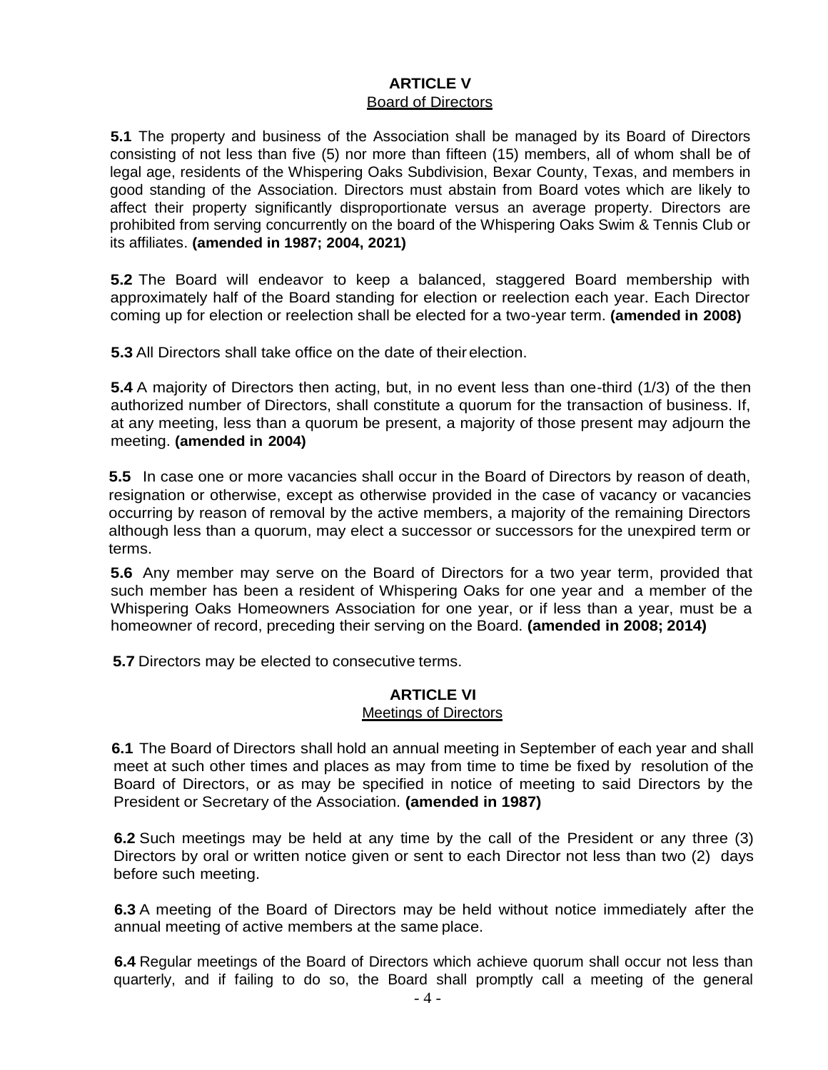## ARTICLE V
Board of Directors

**5.1** The property and business of the Association shall be managed by its Board of Directors consisting of not less than five (5) nor more than fifteen (15) members, all of whom shall be of legal age, residents of the Whispering Oaks Subdivision, Bexar County, Texas, and members in good standing of the Association. Directors must abstain from Board votes which are likely to affect their property significantly disproportionate versus an average property. Directors are prohibited from serving concurrently on the board of the Whispering Oaks Swim & Tennis Club or its affiliates. **(amended in 1987; 2004, 2021)**

**5.2** The Board will endeavor to keep a balanced, staggered Board membership with approximately half of the Board standing for election or reelection each year. Each Director coming up for election or reelection shall be elected for a two-year term. **(amended in 2008)**

**5.3** All Directors shall take office on the date of their election.

**5.4** A majority of Directors then acting, but, in no event less than one-third (1/3) of the then authorized number of Directors, shall constitute a quorum for the transaction of business. If, at any meeting, less than a quorum be present, a majority of those present may adjourn the meeting. **(amended in 2004)**

**5.5** In case one or more vacancies shall occur in the Board of Directors by reason of death, resignation or otherwise, except as otherwise provided in the case of vacancy or vacancies occurring by reason of removal by the active members, a majority of the remaining Directors although less than a quorum, may elect a successor or successors for the unexpired term or terms.

**5.6** Any member may serve on the Board of Directors for a two year term, provided that such member has been a resident of Whispering Oaks for one year and a member of the Whispering Oaks Homeowners Association for one year, or if less than a year, must be a homeowner of record, preceding their serving on the Board. **(amended in 2008; 2014)**

**5.7** Directors may be elected to consecutive terms.

## ARTICLE VI
Meetings of Directors

**6.1** The Board of Directors shall hold an annual meeting in September of each year and shall meet at such other times and places as may from time to time be fixed by resolution of the Board of Directors, or as may be specified in notice of meeting to said Directors by the President or Secretary of the Association. **(amended in 1987)**

**6.2** Such meetings may be held at any time by the call of the President or any three (3) Directors by oral or written notice given or sent to each Director not less than two (2) days before such meeting.

**6.3** A meeting of the Board of Directors may be held without notice immediately after the annual meeting of active members at the same place.

**6.4** Regular meetings of the Board of Directors which achieve quorum shall occur not less than quarterly, and if failing to do so, the Board shall promptly call a meeting of the general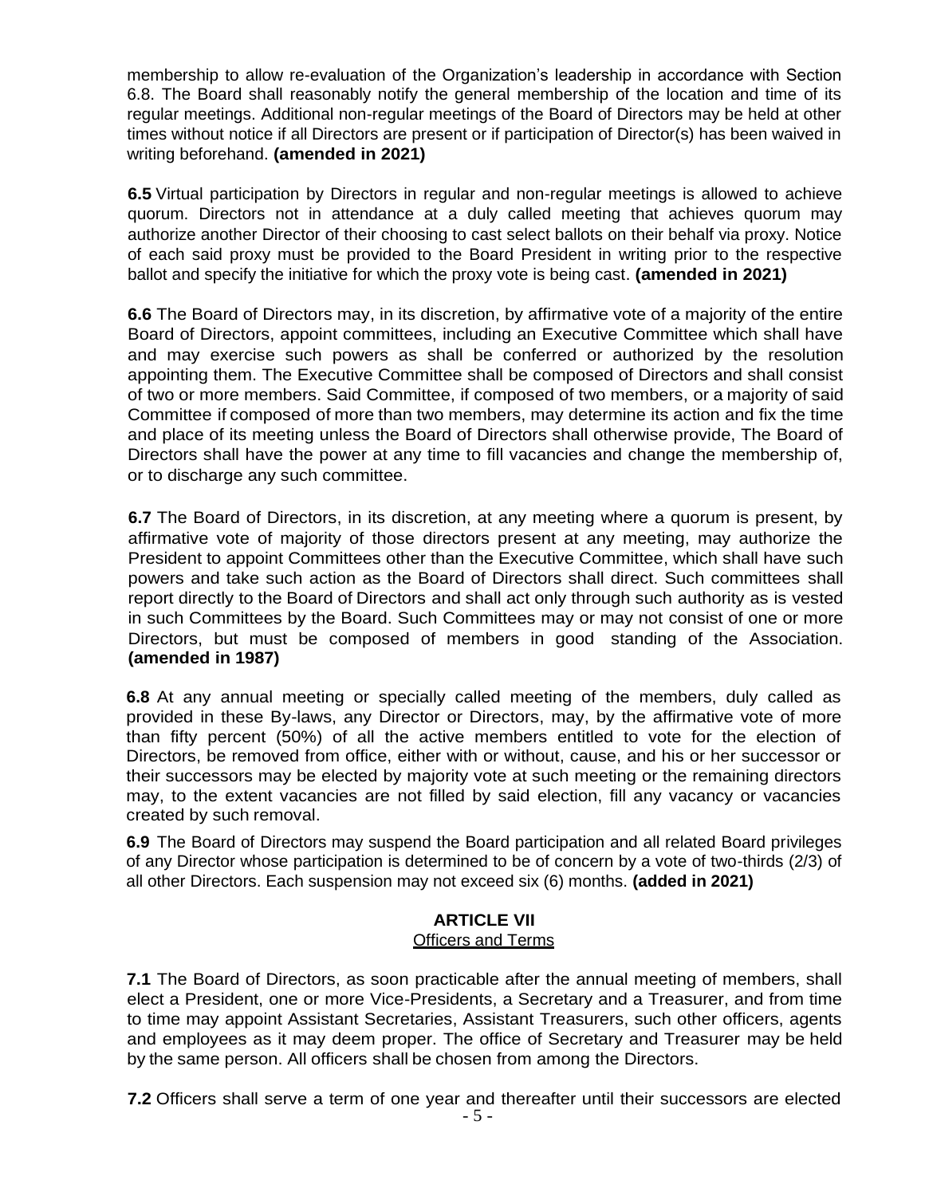membership to allow re-evaluation of the Organization's leadership in accordance with Section 6.8. The Board shall reasonably notify the general membership of the location and time of its regular meetings. Additional non-regular meetings of the Board of Directors may be held at other times without notice if all Directors are present or if participation of Director(s) has been waived in writing beforehand. **(amended in 2021)**

**6.5** Virtual participation by Directors in regular and non-regular meetings is allowed to achieve quorum. Directors not in attendance at a duly called meeting that achieves quorum may authorize another Director of their choosing to cast select ballots on their behalf via proxy. Notice of each said proxy must be provided to the Board President in writing prior to the respective ballot and specify the initiative for which the proxy vote is being cast. **(amended in 2021)**

**6.6** The Board of Directors may, in its discretion, by affirmative vote of a majority of the entire Board of Directors, appoint committees, including an Executive Committee which shall have and may exercise such powers as shall be conferred or authorized by the resolution appointing them. The Executive Committee shall be composed of Directors and shall consist of two or more members. Said Committee, if composed of two members, or a majority of said Committee if composed of more than two members, may determine its action and fix the time and place of its meeting unless the Board of Directors shall otherwise provide, The Board of Directors shall have the power at any time to fill vacancies and change the membership of, or to discharge any such committee.

**6.7** The Board of Directors, in its discretion, at any meeting where a quorum is present, by affirmative vote of majority of those directors present at any meeting, may authorize the President to appoint Committees other than the Executive Committee, which shall have such powers and take such action as the Board of Directors shall direct. Such committees shall report directly to the Board of Directors and shall act only through such authority as is vested in such Committees by the Board. Such Committees may or may not consist of one or more Directors, but must be composed of members in good standing of the Association. **(amended in 1987)**

**6.8** At any annual meeting or specially called meeting of the members, duly called as provided in these By-laws, any Director or Directors, may, by the affirmative vote of more than fifty percent (50%) of all the active members entitled to vote for the election of Directors, be removed from office, either with or without, cause, and his or her successor or their successors may be elected by majority vote at such meeting or the remaining directors may, to the extent vacancies are not filled by said election, fill any vacancy or vacancies created by such removal.

**6.9** The Board of Directors may suspend the Board participation and all related Board privileges of any Director whose participation is determined to be of concern by a vote of two-thirds (2/3) of all other Directors. Each suspension may not exceed six (6) months. **(added in 2021)**

## ARTICLE VII
### Officers and Terms

**7.1** The Board of Directors, as soon practicable after the annual meeting of members, shall elect a President, one or more Vice-Presidents, a Secretary and a Treasurer, and from time to time may appoint Assistant Secretaries, Assistant Treasurers, such other officers, agents and employees as it may deem proper. The office of Secretary and Treasurer may be held by the same person. All officers shall be chosen from among the Directors.

**7.2** Officers shall serve a term of one year and thereafter until their successors are elected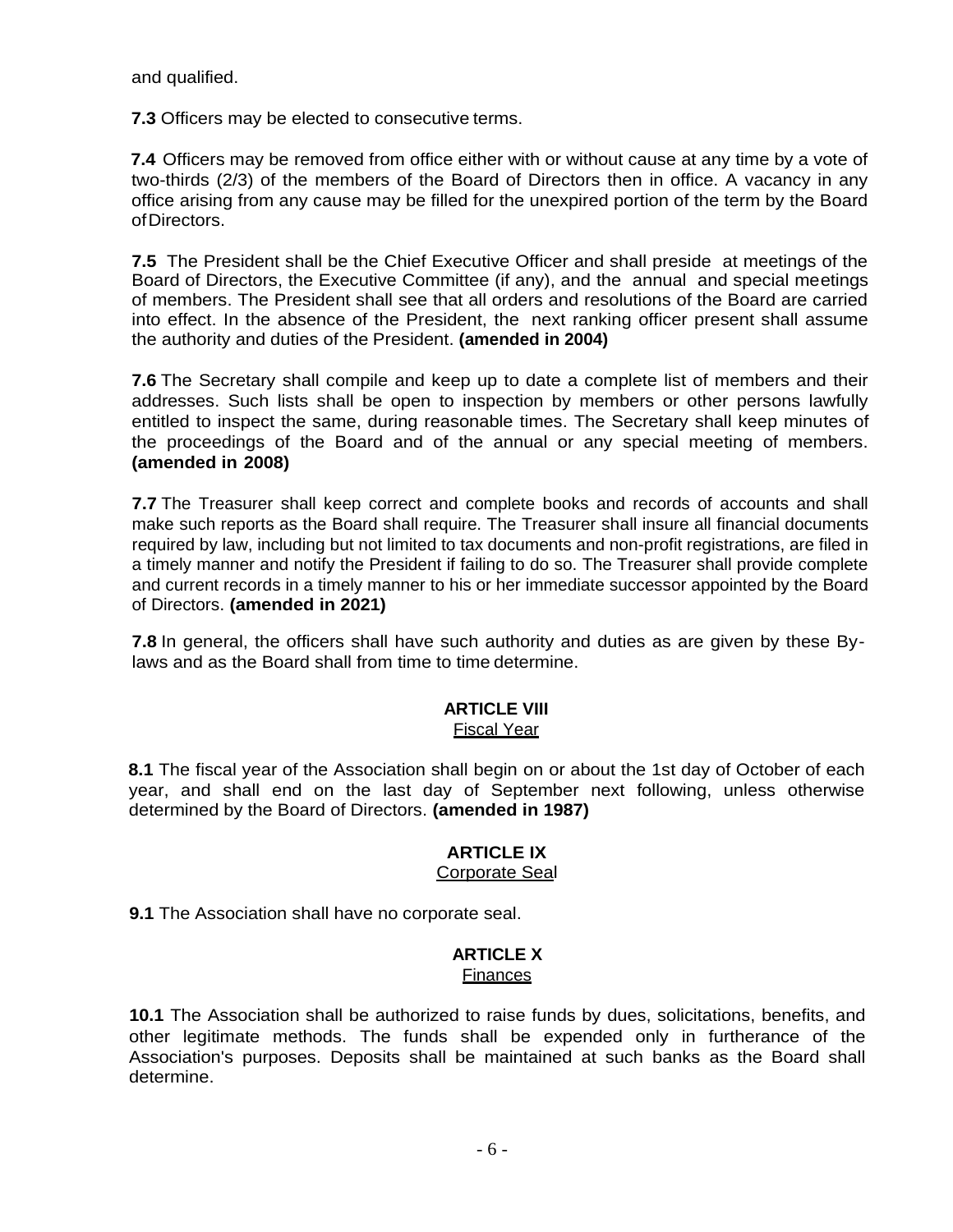and qualified.

**7.3** Officers may be elected to consecutive terms.

**7.4** Officers may be removed from office either with or without cause at any time by a vote of two-thirds (2/3) of the members of the Board of Directors then in office. A vacancy in any office arising from any cause may be filled for the unexpired portion of the term by the Board of Directors.

**7.5** The President shall be the Chief Executive Officer and shall preside at meetings of the Board of Directors, the Executive Committee (if any), and the annual and special meetings of members. The President shall see that all orders and resolutions of the Board are carried into effect. In the absence of the President, the next ranking officer present shall assume the authority and duties of the President. **(amended in 2004)**

**7.6** The Secretary shall compile and keep up to date a complete list of members and their addresses. Such lists shall be open to inspection by members or other persons lawfully entitled to inspect the same, during reasonable times. The Secretary shall keep minutes of the proceedings of the Board and of the annual or any special meeting of members. **(amended in 2008)**

**7.7** The Treasurer shall keep correct and complete books and records of accounts and shall make such reports as the Board shall require. The Treasurer shall insure all financial documents required by law, including but not limited to tax documents and non-profit registrations, are filed in a timely manner and notify the President if failing to do so. The Treasurer shall provide complete and current records in a timely manner to his or her immediate successor appointed by the Board of Directors. **(amended in 2021)**

**7.8** In general, the officers shall have such authority and duties as are given by these By-laws and as the Board shall from time to time determine.

## ARTICLE VIII
<u>Fiscal Year</u>

**8.1** The fiscal year of the Association shall begin on or about the 1st day of October of each year, and shall end on the last day of September next following, unless otherwise determined by the Board of Directors. **(amended in 1987)**

## ARTICLE IX
<u>Corporate Seal</u>

**9.1** The Association shall have no corporate seal.

## ARTICLE X
<u>Finances</u>

**10.1** The Association shall be authorized to raise funds by dues, solicitations, benefits, and other legitimate methods. The funds shall be expended only in furtherance of the Association's purposes. Deposits shall be maintained at such banks as the Board shall determine.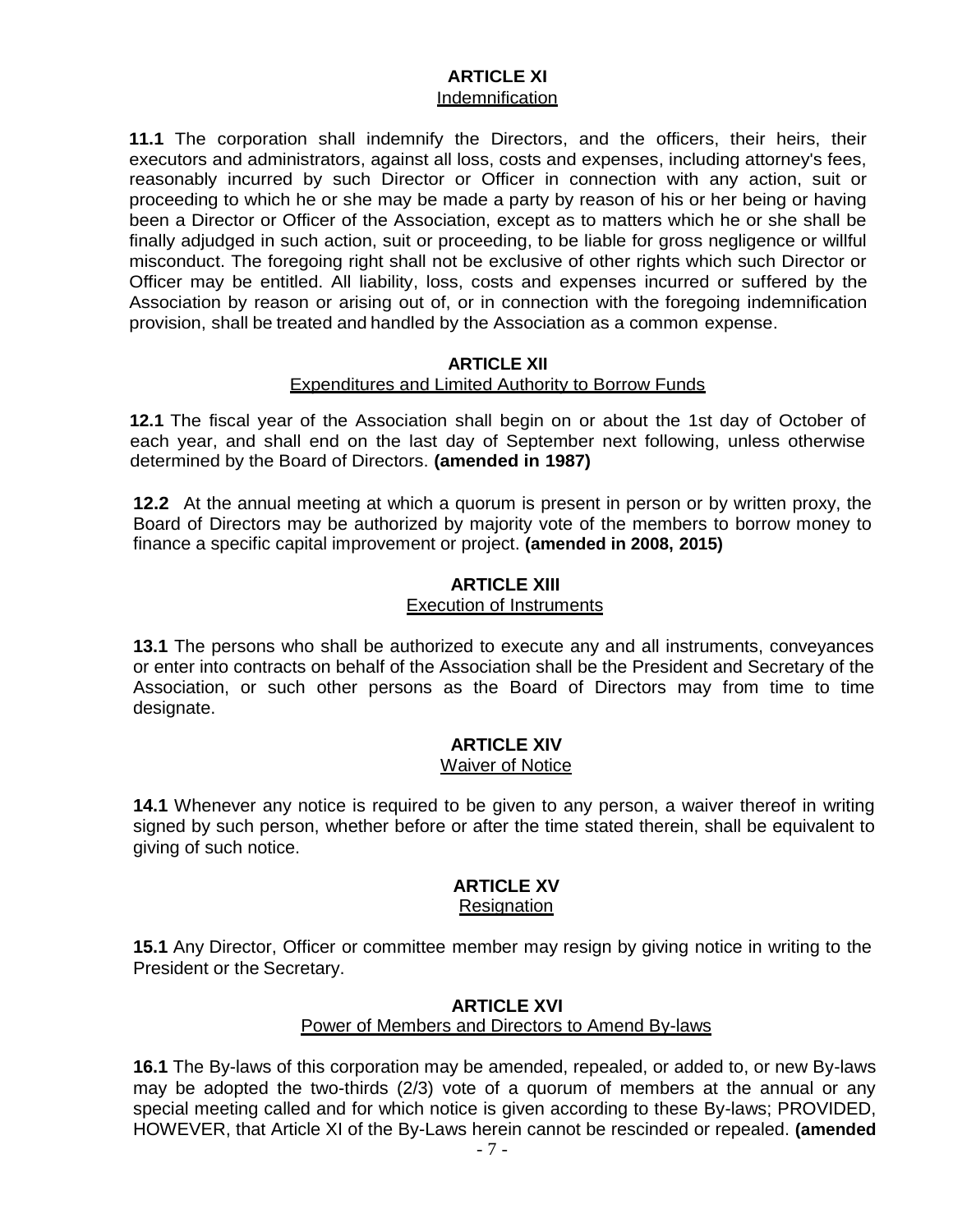## ARTICLE XI
Indemnification

**11.1** The corporation shall indemnify the Directors, and the officers, their heirs, their executors and administrators, against all loss, costs and expenses, including attorney's fees, reasonably incurred by such Director or Officer in connection with any action, suit or proceeding to which he or she may be made a party by reason of his or her being or having been a Director or Officer of the Association, except as to matters which he or she shall be finally adjudged in such action, suit or proceeding, to be liable for gross negligence or willful misconduct. The foregoing right shall not be exclusive of other rights which such Director or Officer may be entitled. All liability, loss, costs and expenses incurred or suffered by the Association by reason or arising out of, or in connection with the foregoing indemnification provision, shall be treated and handled by the Association as a common expense.

## ARTICLE XII
Expenditures and Limited Authority to Borrow Funds

**12.1** The fiscal year of the Association shall begin on or about the 1st day of October of each year, and shall end on the last day of September next following, unless otherwise determined by the Board of Directors. **(amended in 1987)**

**12.2** At the annual meeting at which a quorum is present in person or by written proxy, the Board of Directors may be authorized by majority vote of the members to borrow money to finance a specific capital improvement or project. **(amended in 2008, 2015)**

## ARTICLE XIII
Execution of Instruments

**13.1** The persons who shall be authorized to execute any and all instruments, conveyances or enter into contracts on behalf of the Association shall be the President and Secretary of the Association, or such other persons as the Board of Directors may from time to time designate.

## ARTICLE XIV
Waiver of Notice

**14.1** Whenever any notice is required to be given to any person, a waiver thereof in writing signed by such person, whether before or after the time stated therein, shall be equivalent to giving of such notice.

## ARTICLE XV
Resignation

**15.1** Any Director, Officer or committee member may resign by giving notice in writing to the President or the Secretary.

## ARTICLE XVI
Power of Members and Directors to Amend By-laws

**16.1** The By-laws of this corporation may be amended, repealed, or added to, or new By-laws may be adopted the two-thirds (2/3) vote of a quorum of members at the annual or any special meeting called and for which notice is given according to these By-laws; PROVIDED, HOWEVER, that Article XI of the By-Laws herein cannot be rescinded or repealed. **(amended**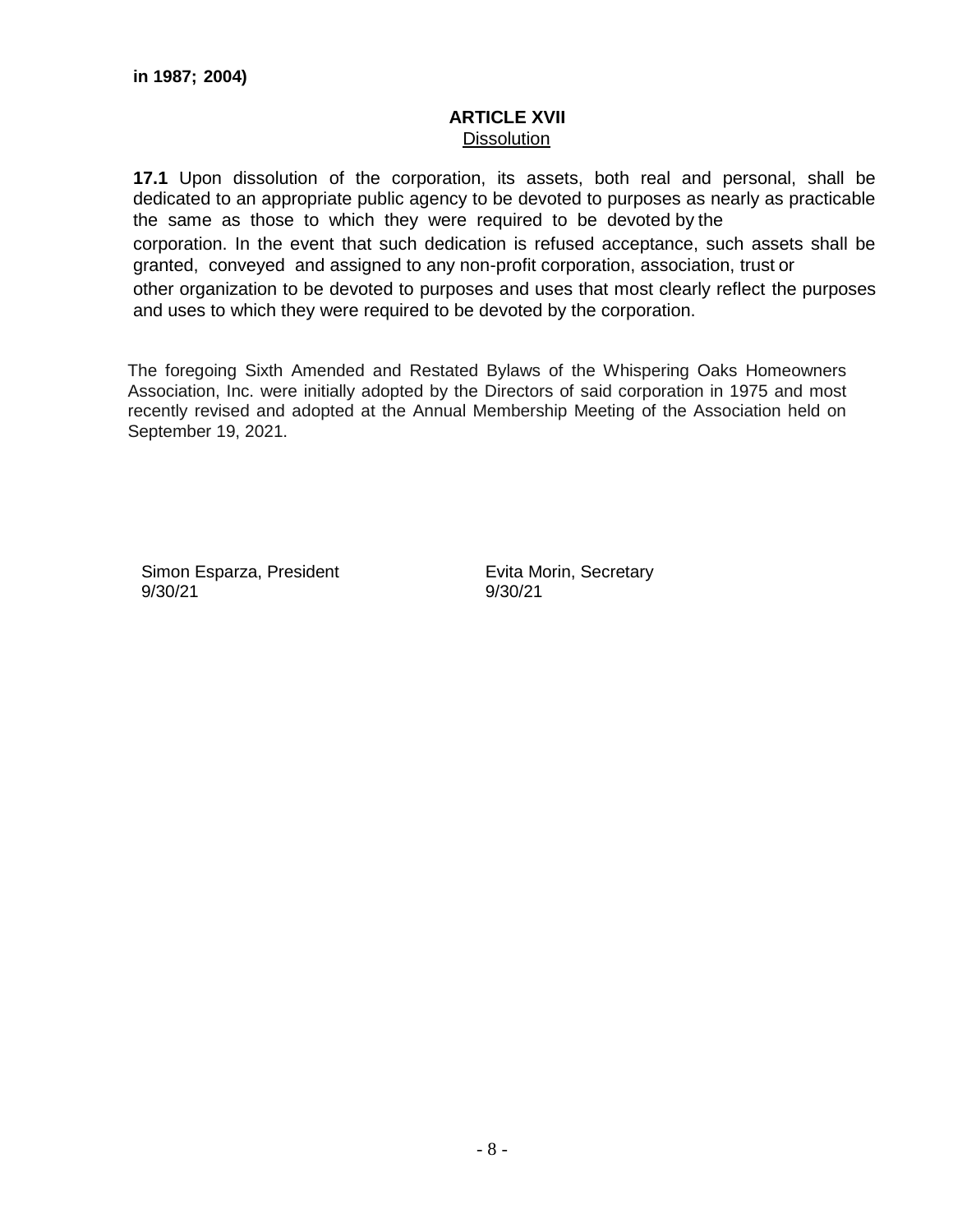**in 1987; 2004)**

## ARTICLE XVII
Dissolution

**17.1** Upon dissolution of the corporation, its assets, both real and personal, shall be dedicated to an appropriate public agency to be devoted to purposes as nearly as practicable the same as those to which they were required to be devoted by the corporation. In the event that such dedication is refused acceptance, such assets shall be granted, conveyed and assigned to any non-profit corporation, association, trust or other organization to be devoted to purposes and uses that most clearly reflect the purposes and uses to which they were required to be devoted by the corporation.

The foregoing Sixth Amended and Restated Bylaws of the Whispering Oaks Homeowners Association, Inc. were initially adopted by the Directors of said corporation in 1975 and most recently revised and adopted at the Annual Membership Meeting of the Association held on September 19, 2021.

Simon Esparza, President
9/30/21

Evita Morin, Secretary
9/30/21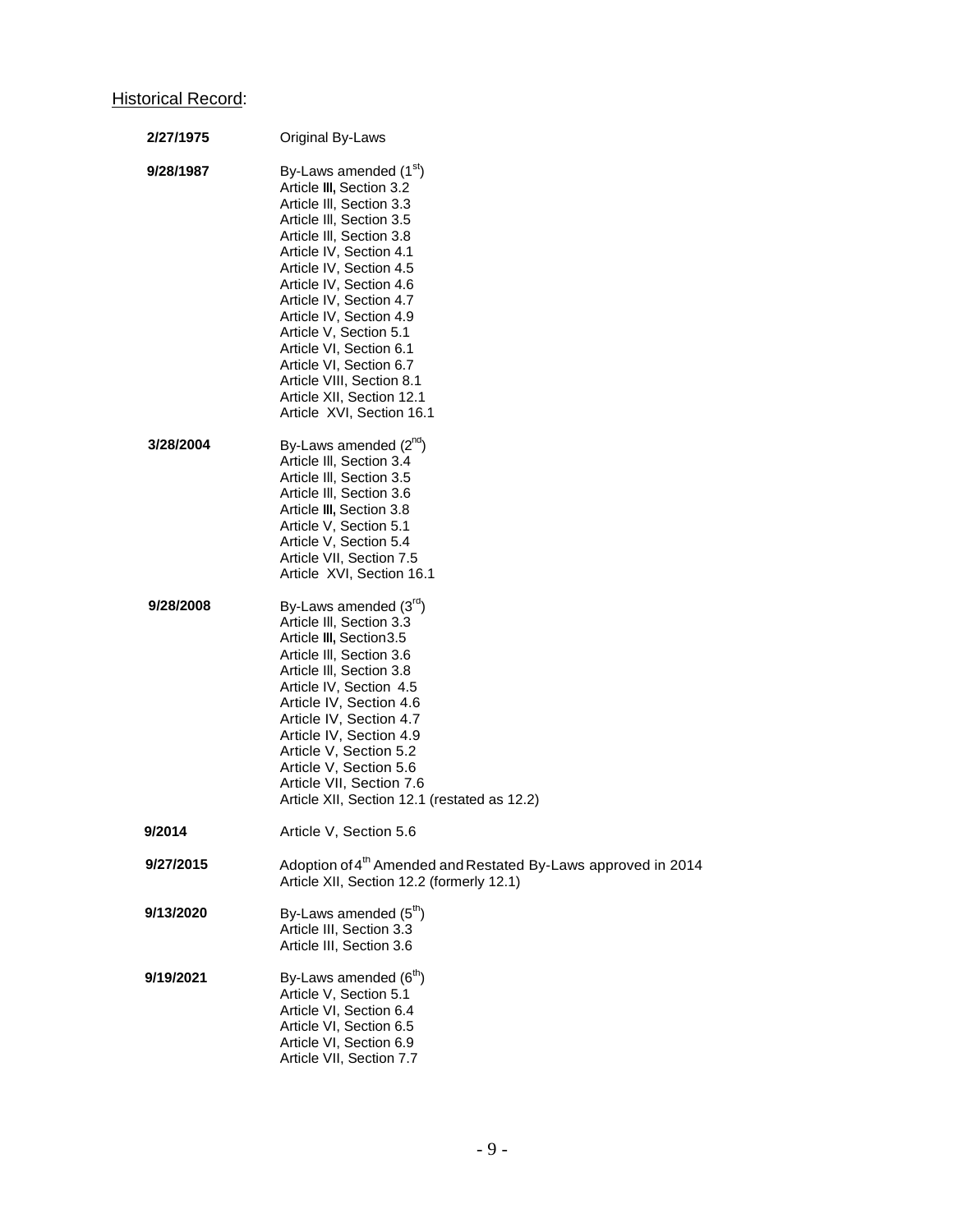Historical Record:

| | |
|---|---|
| **2/27/1975** | Original By-Laws |
| **9/28/1987** | By-Laws amended (1st)<br>Article III, Section 3.2<br>Article III, Section 3.3<br>Article III, Section 3.5<br>Article III, Section 3.8<br>Article IV, Section 4.1<br>Article IV, Section 4.5<br>Article IV, Section 4.6<br>Article IV, Section 4.7<br>Article IV, Section 4.9<br>Article V, Section 5.1<br>Article VI, Section 6.1<br>Article VI, Section 6.7<br>Article VIII, Section 8.1<br>Article XII, Section 12.1<br>Article XVI, Section 16.1 |
| **3/28/2004** | By-Laws amended (2nd)<br>Article III, Section 3.4<br>Article III, Section 3.5<br>Article III, Section 3.6<br>Article III, Section 3.8<br>Article V, Section 5.1<br>Article V, Section 5.4<br>Article VII, Section 7.5<br>Article XVI, Section 16.1 |
| **9/28/2008** | By-Laws amended (3rd)<br>Article III, Section 3.3<br>Article III, Section3.5<br>Article III, Section 3.6<br>Article III, Section 3.8<br>Article IV, Section 4.5<br>Article IV, Section 4.6<br>Article IV, Section 4.7<br>Article IV, Section 4.9<br>Article V, Section 5.2<br>Article V, Section 5.6<br>Article VII, Section 7.6<br>Article XII, Section 12.1 (restated as 12.2) |
| **9/2014** | Article V, Section 5.6 |
| **9/27/2015** | Adoption of 4th Amended and Restated By-Laws approved in 2014<br>Article XII, Section 12.2 (formerly 12.1) |
| **9/13/2020** | By-Laws amended (5th)<br>Article III, Section 3.3<br>Article III, Section 3.6 |
| **9/19/2021** | By-Laws amended (6th)<br>Article V, Section 5.1<br>Article VI, Section 6.4<br>Article VI, Section 6.5<br>Article VI, Section 6.9<br>Article VII, Section 7.7 |